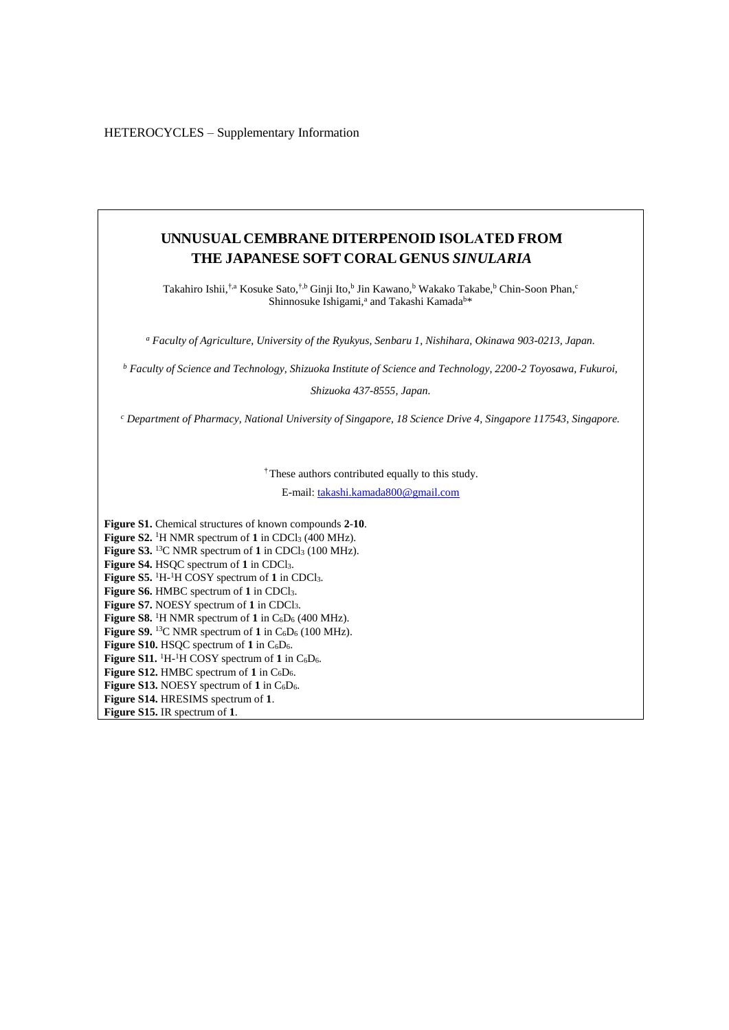HETEROCYCLES – Supplementary Information

# UNNUSUAL CEMBRANE DITERPENOID ISOLATED FROM THE JAPANESE SOFT CORAL GENUS *SINULARIA*

Takahiro Ishii,[†,a] Kosuke Sato,[†,b] Ginji Ito,[b] Jin Kawano,[b] Wakako Takabe,[b] Chin-Soon Phan,[c] Shinnosuke Ishigami,[a] and Takashi Kamada[b]*

[a] *Faculty of Agriculture, University of the Ryukyus, Senbaru 1, Nishihara, Okinawa 903-0213, Japan.*

[b] *Faculty of Science and Technology, Shizuoka Institute of Science and Technology, 2200-2 Toyosawa, Fukuroi, Shizuoka 437-8555, Japan.*

[c] *Department of Pharmacy, National University of Singapore, 18 Science Drive 4, Singapore 117543, Singapore.*

[†] These authors contributed equally to this study.

E-mail: takashi.kamada800@gmail.com

**Figure S1.** Chemical structures of known compounds **2**-**10**.
**Figure S2.** $^{1}$H NMR spectrum of **1** in $CDCl_3$ (400 MHz).
**Figure S3.** $^{13}$C NMR spectrum of **1** in $CDCl_3$ (100 MHz).
**Figure S4.** HSQC spectrum of **1** in $CDCl_3$.
**Figure S5.** $^{1}$H-$^{1}$H COSY spectrum of **1** in $CDCl_3$.
**Figure S6.** HMBC spectrum of **1** in $CDCl_3$.
**Figure S7.** NOESY spectrum of **1** in $CDCl_3$.
**Figure S8.** $^{1}$H NMR spectrum of **1** in $C_6D_6$ (400 MHz).
**Figure S9.** $^{13}$C NMR spectrum of **1** in $C_6D_6$ (100 MHz).
**Figure S10.** HSQC spectrum of **1** in $C_6D_6$.
**Figure S11.** $^{1}$H-$^{1}$H COSY spectrum of **1** in $C_6D_6$.
**Figure S12.** HMBC spectrum of **1** in $C_6D_6$.
**Figure S13.** NOESY spectrum of **1** in $C_6D_6$.
**Figure S14.** HRESIMS spectrum of **1**.
**Figure S15.** IR spectrum of **1**.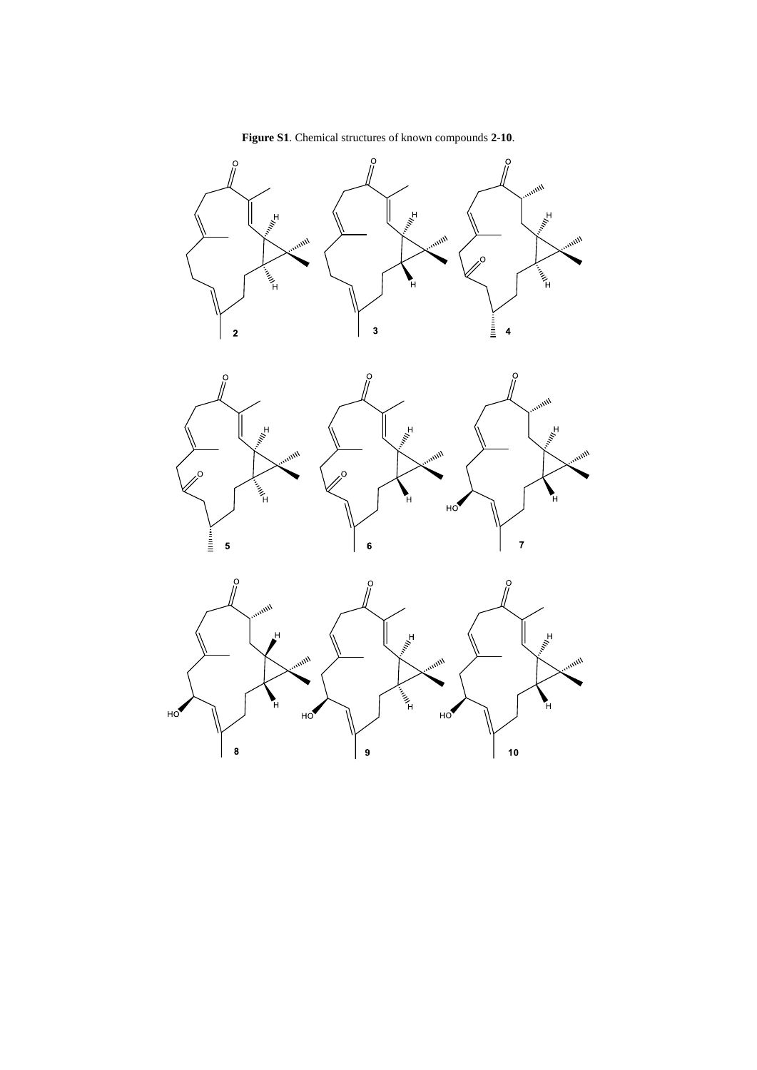**Figure S1**. Chemical structures of known compounds **2-10**.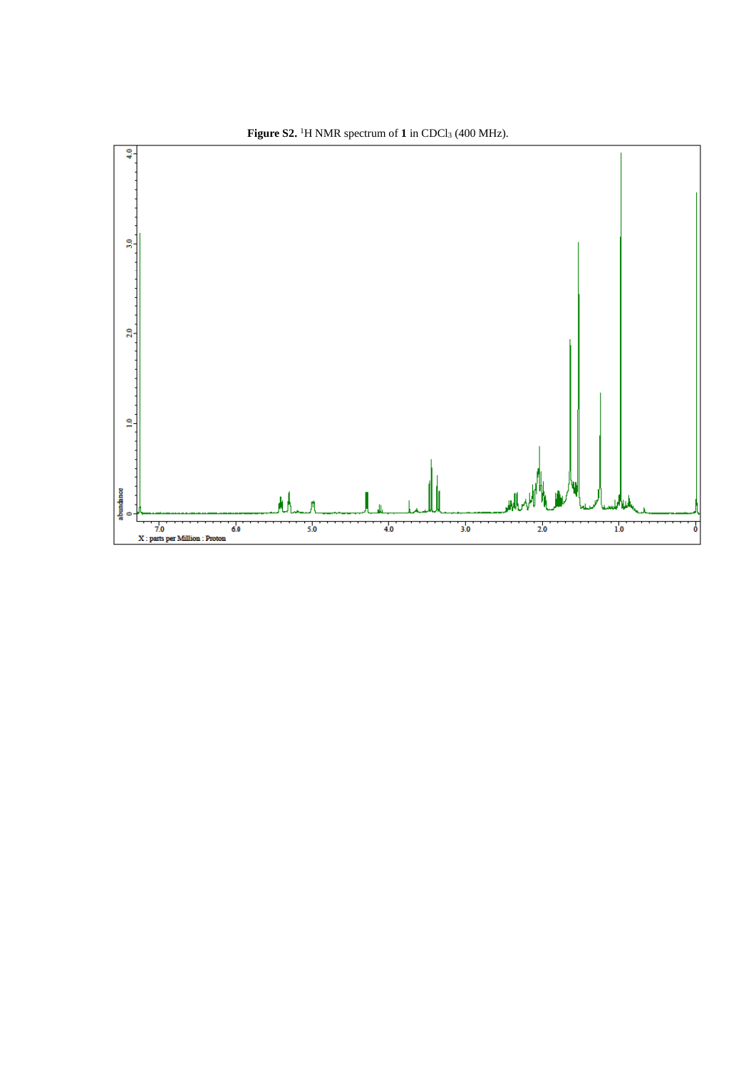**Figure S2.** $^1H$ NMR spectrum of **1** in $CDCl_3$ (400 MHz).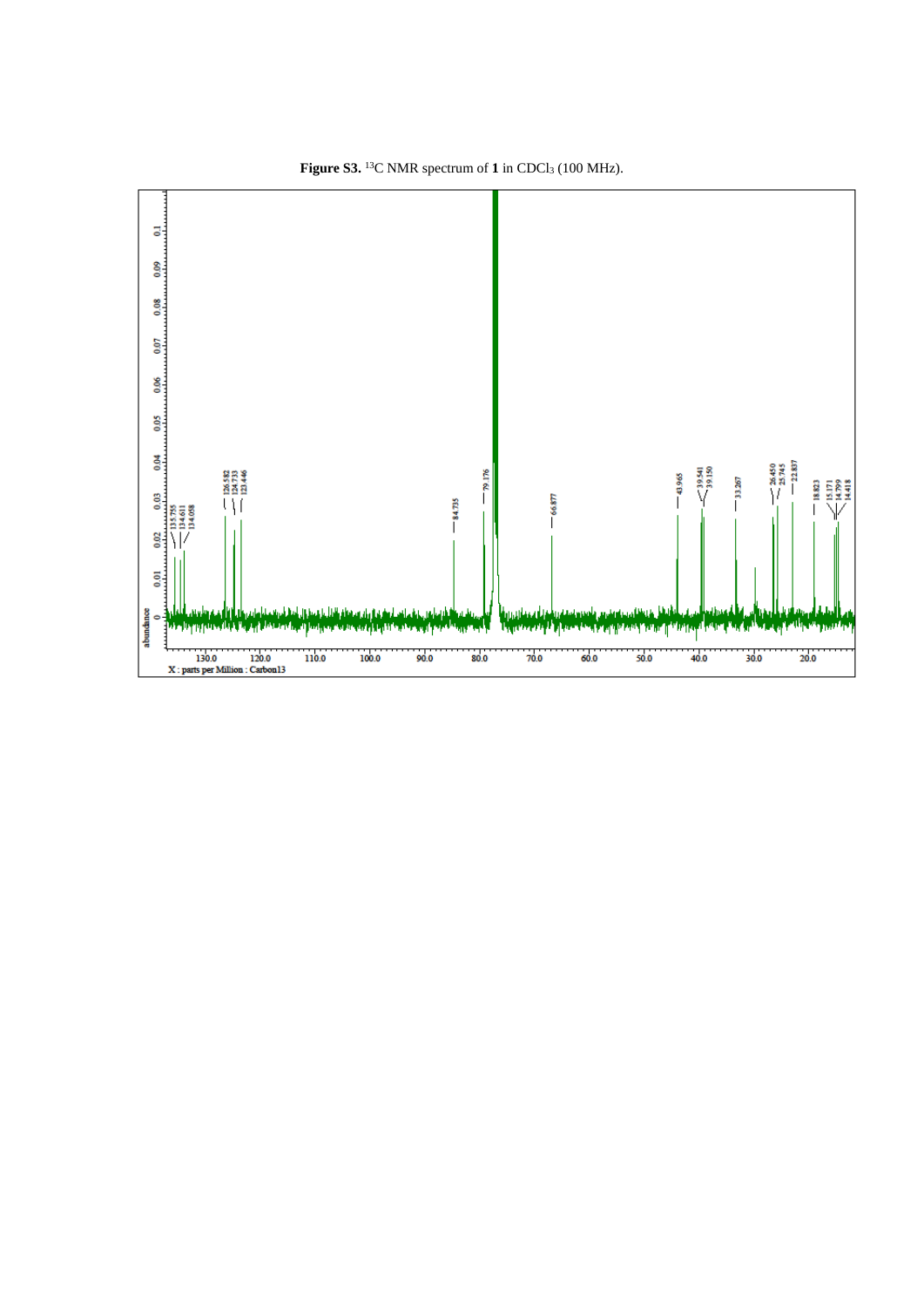**Figure S3.** $^{13}C$ NMR spectrum of **1** in $CDCl_3$ (100 MHz).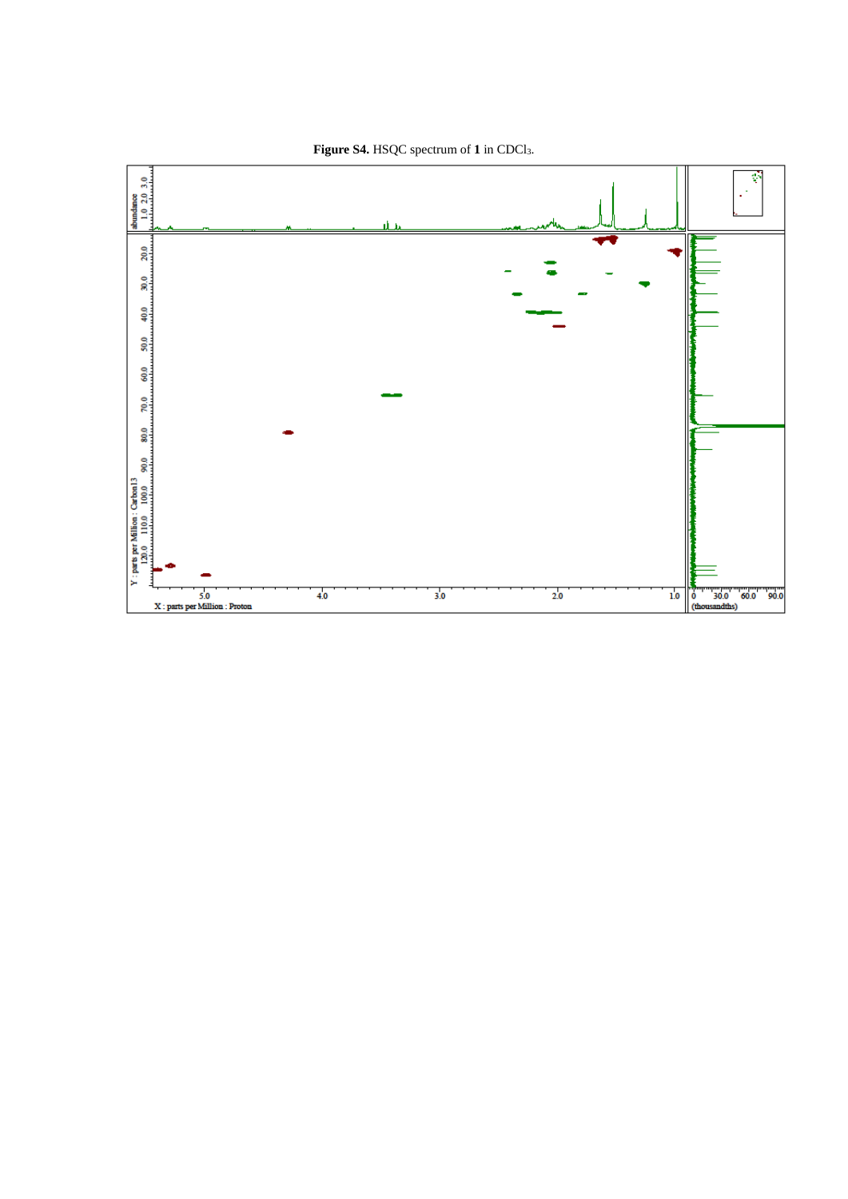**Figure S4.** HSQC spectrum of **1** in $CDCl_3$.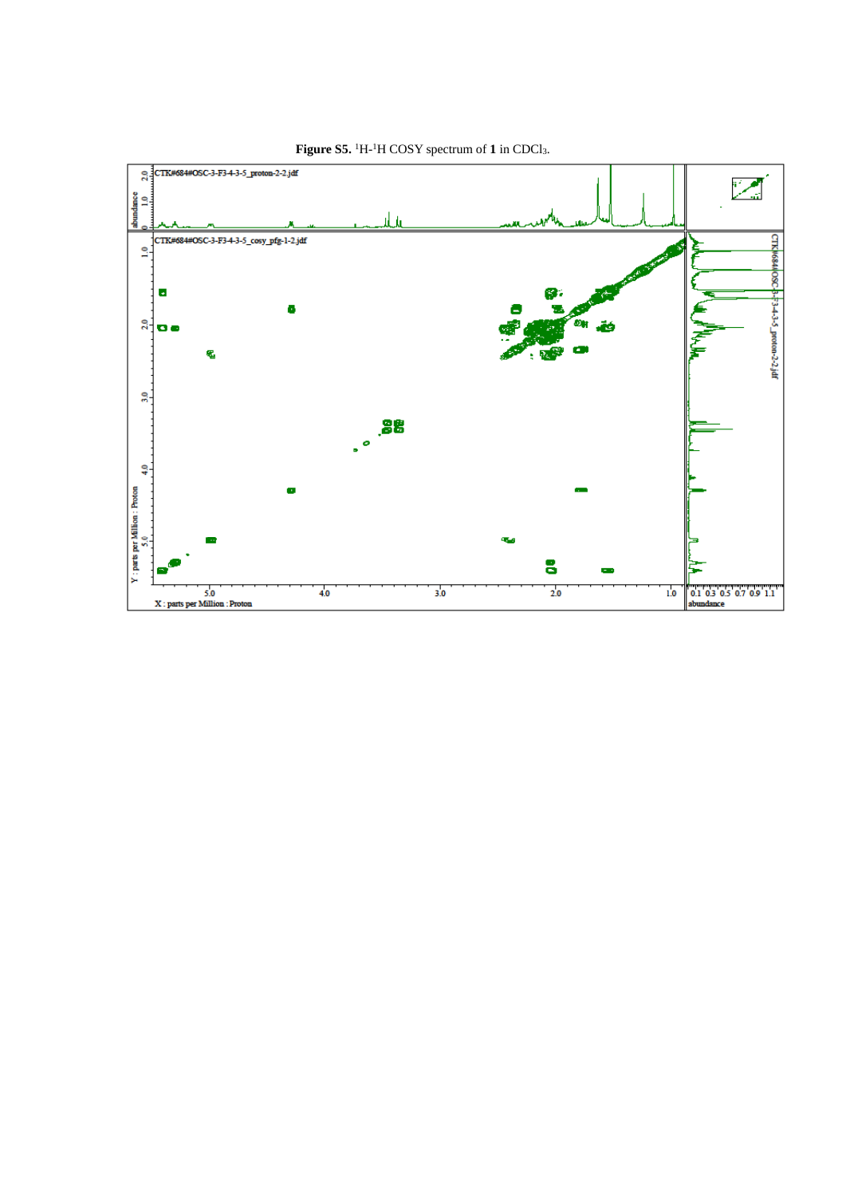**Figure S5.** $^1H$-$^1H$ COSY spectrum of **1** in $CDCl_3$.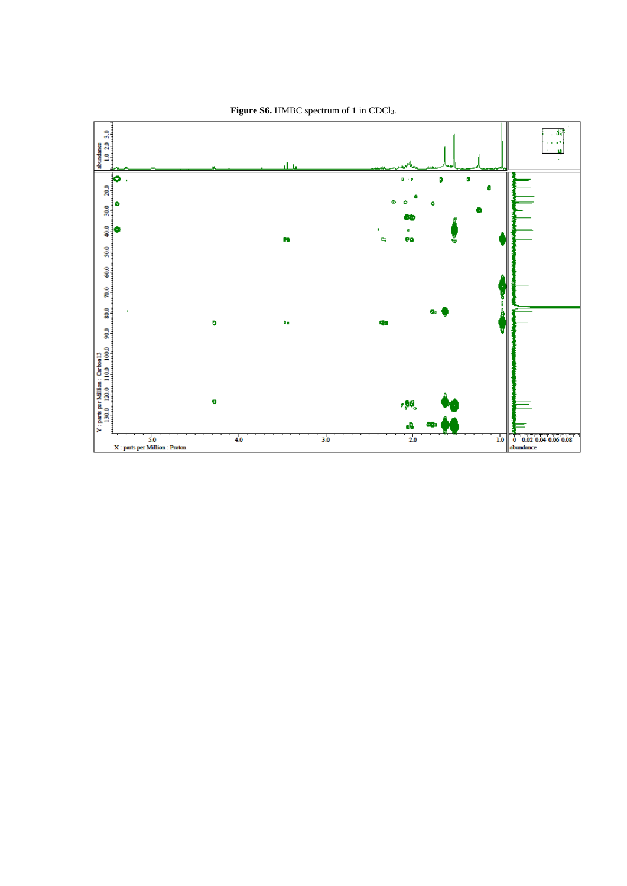**Figure S6.** HMBC spectrum of **1** in $CDCl_3$.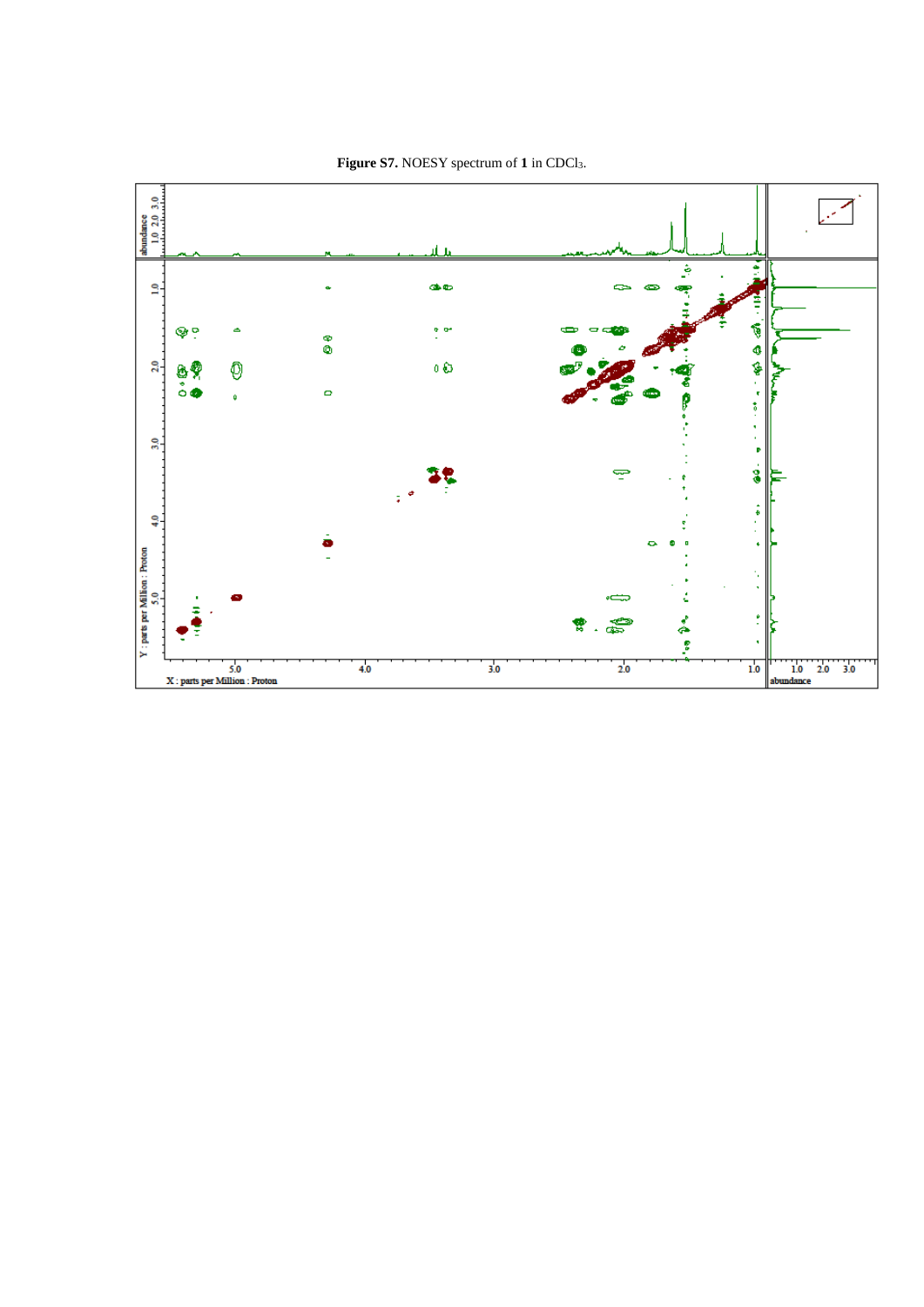**Figure S7.** NOESY spectrum of **1** in $CDCl_3$.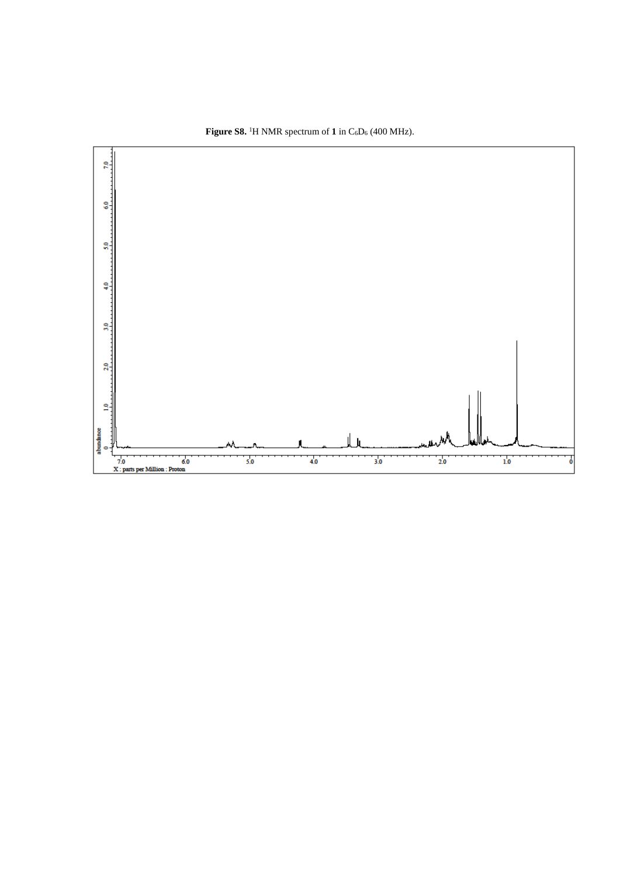**Figure S8.** $^{1}H$ NMR spectrum of **1** in $C_6D_6$ (400 MHz).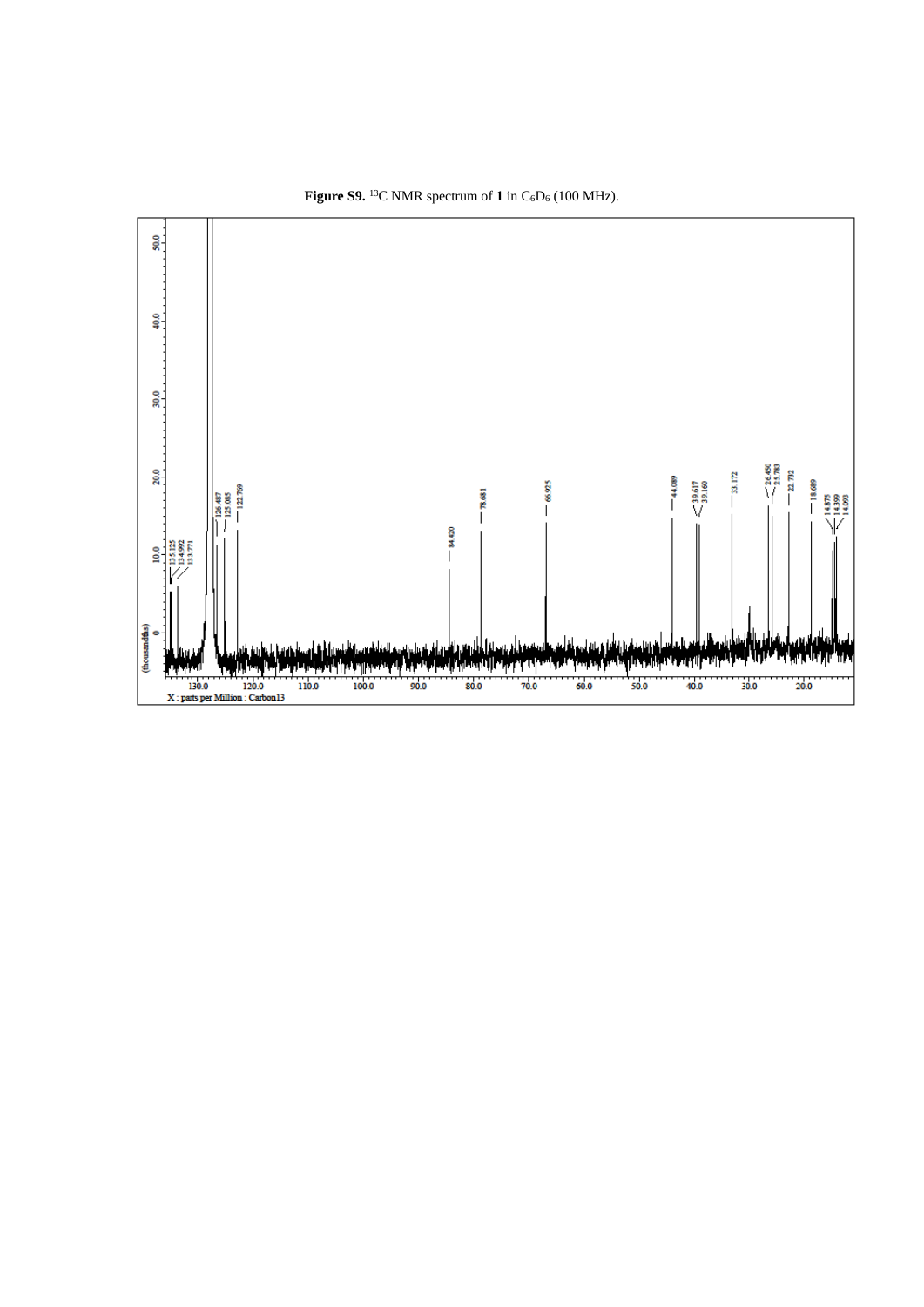**Figure S9.** $^{13}C$ NMR spectrum of **1** in $C_6D_6$ (100 MHz).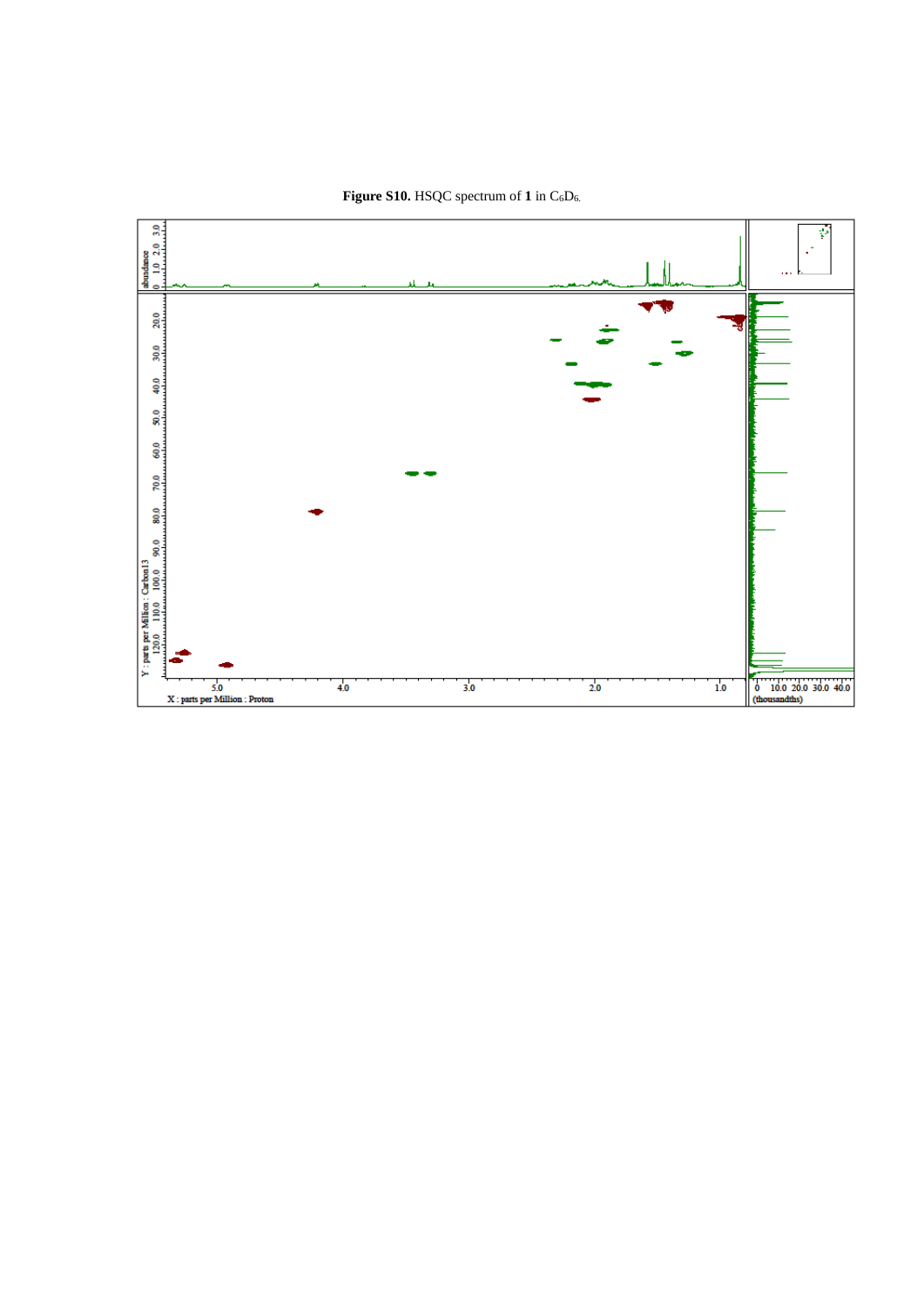**Figure S10.** HSQC spectrum of **1** in $C_6D_6$.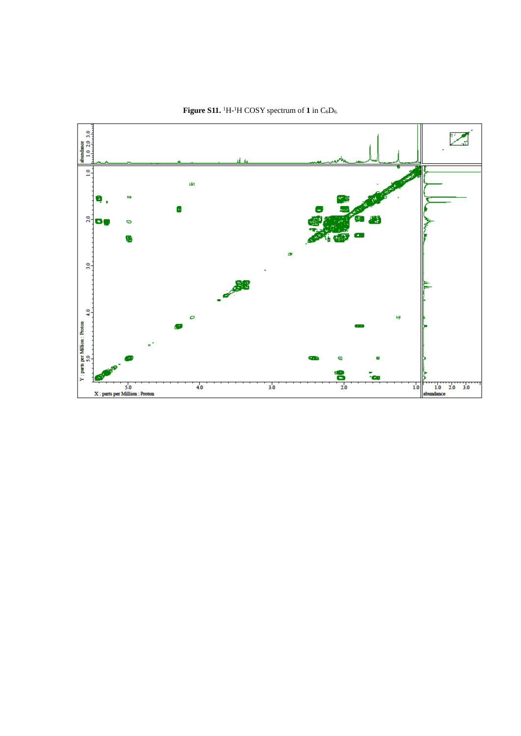**Figure S11.** $^1H$-$^1H$ COSY spectrum of **1** in $C_6D_6$.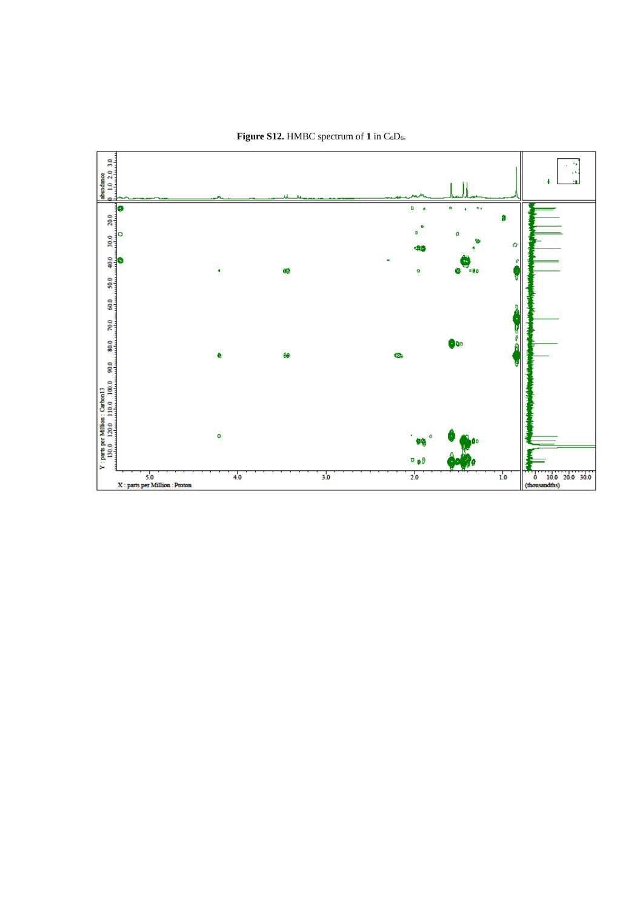**Figure S12.** HMBC spectrum of **1** in $C_6D_6$.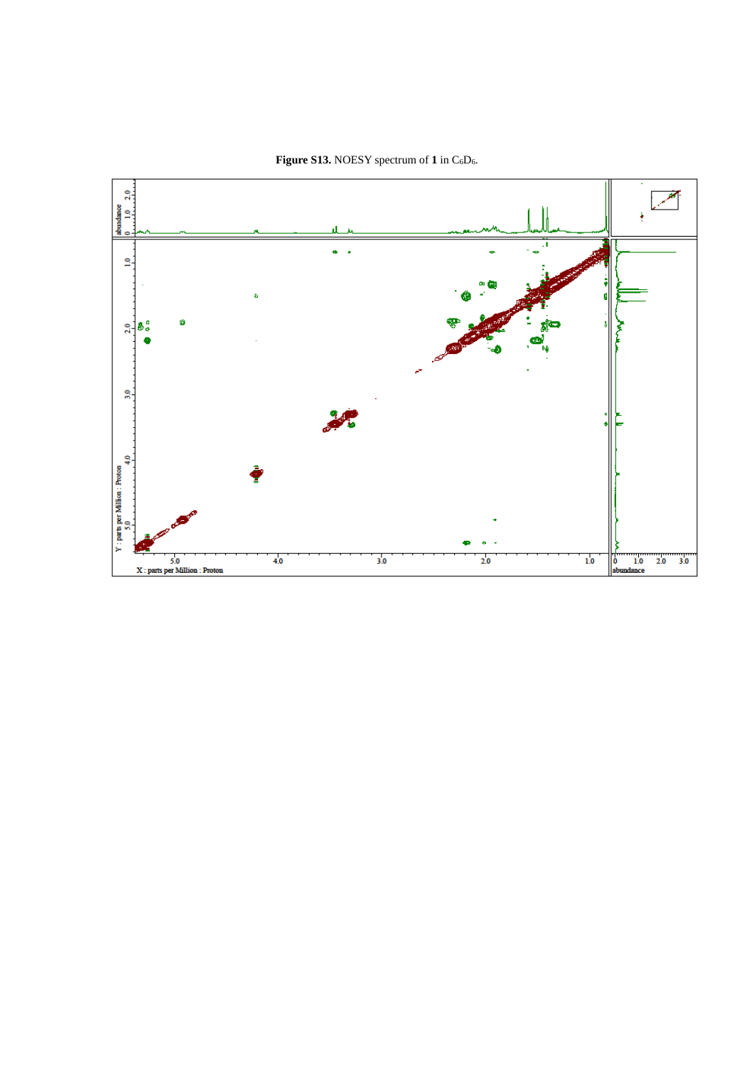**Figure S13.** NOESY spectrum of **1** in $C_6D_6$.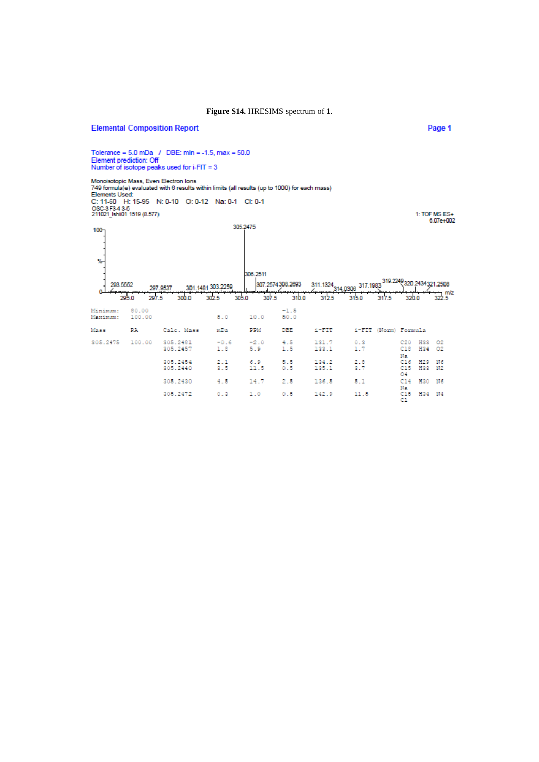**Figure S14.** HRESIMS spectrum of **1**.

## Elemental Composition Report

Tolerance = 5.0 mDa / DBE: min = -1.5, max = 50.0
Element prediction: Off
Number of isotope peaks used for i-FIT = 3

Monoisotopic Mass, Even Electron Ions
749 formula(e) evaluated with 6 results within limits (all results (up to 1000) for each mass)
Elements Used:
C: 11-60 H: 15-95 N: 0-10 O: 0-12 Na: 0-1 Cl: 0-1
OSC-3 F3-4 3-5
211021_Ishii01 1519 (8.577)

1: TOF MS ES+
6.07e+002

305.2475

306.2511

293.5552 297.9537 301.1481 303.2259 307.2574 308.2693 311.1324 314.0306 317.1983 319.2249 320.2434 321.2508

295.0 297.5 300.0 302.5 305.0 307.5 310.0 312.5 315.0 317.5 320.0 322.5 m/z

| | | | | | | | | |
|---|---|---|---|---|---|---|---|---|
| Minimum: | 80.00 | | | | -1.5 | | | |
| Maximum: | 100.00 | | 5.0 | 10.0 | 50.0 | | | |
| **Mass** | **RA** | **Calc. Mass** | **mDa** | **PPM** | **DBE** | **i-FIT** | **i-FIT (Norm)** | **Formula** |
| 305.2475 | 100.00 | 305.2481 | -0.6 | -2.0 | 4.5 | 131.7 | 0.8 | C20 H33 O2 |
| | | 305.2457 | 1.8 | 5.9 | 1.5 | 133.1 | 1.7 | C18 H34 O2 Na |
| | | 305.2454 | 2.1 | 6.9 | 5.5 | 134.2 | 2.8 | C16 H29 N6 |
| | | 305.2440 | 3.5 | 11.5 | 0.5 | 135.1 | 3.7 | C15 H33 N2 O4 |
| | | 305.2430 | 4.5 | 14.7 | 2.5 | 136.5 | 5.1 | C14 H30 N6 Na |
| | | 305.2472 | 0.3 | 1.0 | 0.5 | 142.9 | 11.5 | C15 H34 N4 Cl |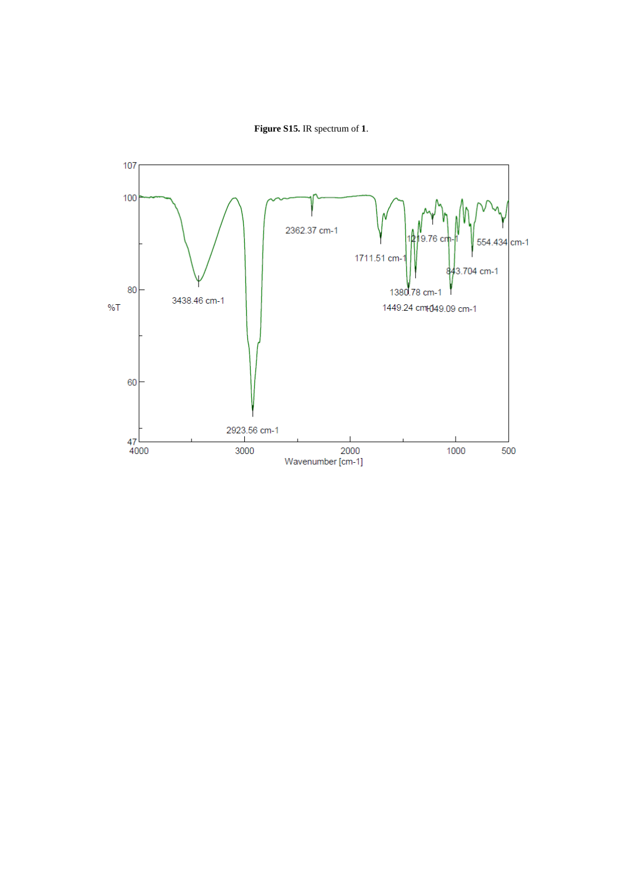**Figure S15.** IR spectrum of **1**.

107
100
80
60
47
%T
4000
3000
2000
1000
500
Wavenumber [cm-1]

3438.46 cm-1
2923.56 cm-1
2362.37 cm-1
1711.51 cm-1
1219.76 cm-1
1380.78 cm-1
1449.24 cm-1
1049.09 cm-1
843.704 cm-1
554.434 cm-1